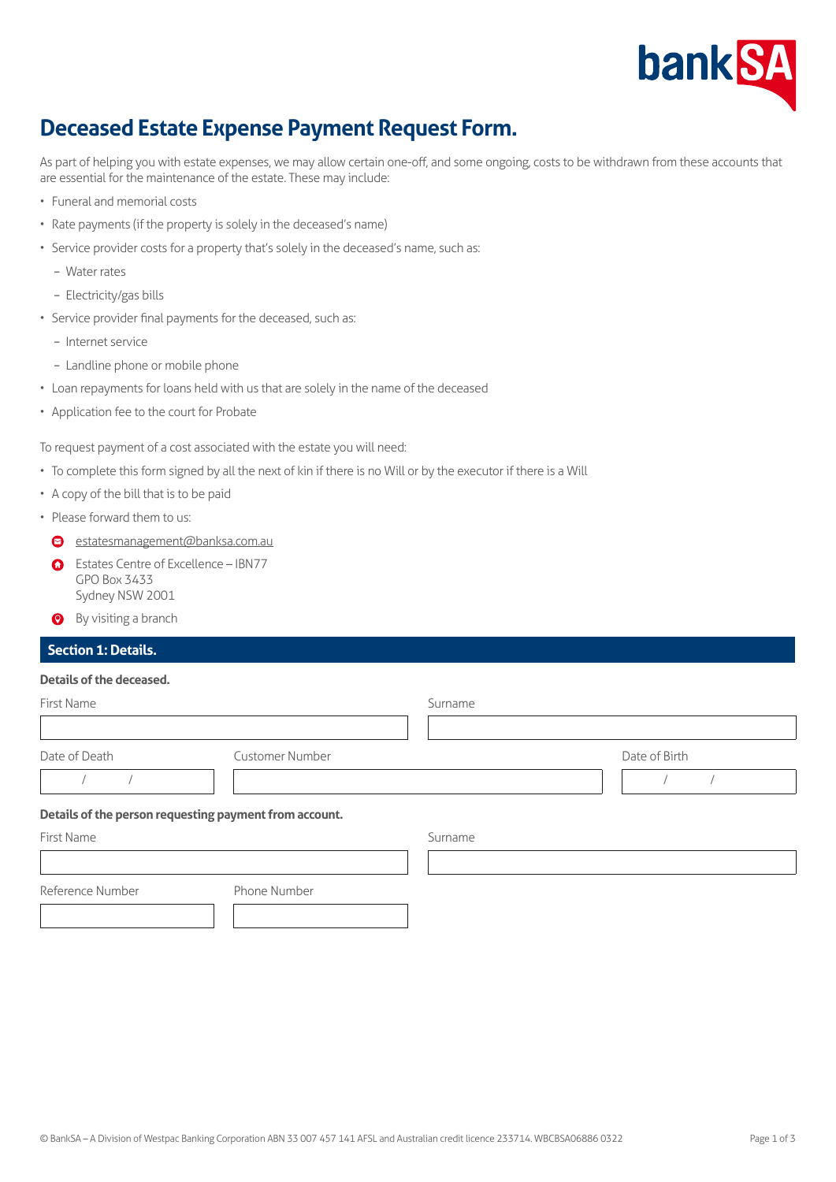# Deceased Estate Expense Payment Request Form.

As part of helping you with estate expenses, we may allow certain one-off, and some ongoing, costs to be withdrawn from these accounts that are essential for the maintenance of the estate. These may include:

- Funeral and memorial costs
- Rate payments (if the property is solely in the deceased's name)
- Service provider costs for a property that's solely in the deceased's name, such as:
  - Water rates
  - Electricity/gas bills
- Service provider final payments for the deceased, such as:
  - Internet service
  - Landline phone or mobile phone
- Loan repayments for loans held with us that are solely in the name of the deceased
- Application fee to the court for Probate

To request payment of a cost associated with the estate you will need:

- To complete this form signed by all the next of kin if there is no Will or by the executor if there is a Will
- A copy of the bill that is to be paid
- Please forward them to us:
  - estatesmanagement@banksa.com.au
  - Estates Centre of Excellence – IBN77
    GPO Box 3433
    Sydney NSW 2001
  - By visiting a branch

## Section 1: Details.

**Details of the deceased.**

| First Name | Surname |
|---|---|
| | |

| Date of Death | Customer Number | Date of Birth |
|---|---|---|
| / / | | / / |

**Details of the person requesting payment from account.**

| First Name | Surname |
|---|---|
| | |

| Reference Number | Phone Number |
|---|---|
| | |

© BankSA – A Division of Westpac Banking Corporation ABN 33 007 457 141 AFSL and Australian credit licence 233714. WBCBSA06886 0322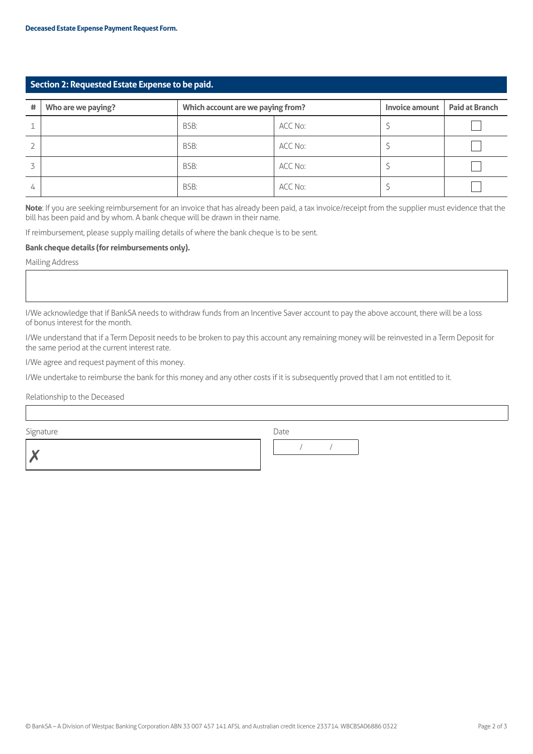**Deceased Estate Expense Payment Request Form.**

## Section 2: Requested Estate Expense to be paid.

| # | Who are we paying? | Which account are we paying from? | | Invoice amount | Paid at Branch |
|---|---|---|---|---|---|
| 1 | | BSB: | ACC No: | $ | ☐ |
| 2 | | BSB: | ACC No: | $ | ☐ |
| 3 | | BSB: | ACC No: | $ | ☐ |
| 4 | | BSB: | ACC No: | $ | ☐ |

**Note**: If you are seeking reimbursement for an invoice that has already been paid, a tax invoice/receipt from the supplier must evidence that the bill has been paid and by whom. A bank cheque will be drawn in their name.

If reimbursement, please supply mailing details of where the bank cheque is to be sent.

**Bank cheque details (for reimbursements only).**

Mailing Address

I/We acknowledge that if BankSA needs to withdraw funds from an Incentive Saver account to pay the above account, there will be a loss of bonus interest for the month.

I/We understand that if a Term Deposit needs to be broken to pay this account any remaining money will be reinvested in a Term Deposit for the same period at the current interest rate.

I/We agree and request payment of this money.

I/We undertake to reimburse the bank for this money and any other costs if it is subsequently proved that I am not entitled to it.

Relationship to the Deceased

Signature

✗

Date

/ /

© BankSA – A Division of Westpac Banking Corporation ABN 33 007 457 141 AFSL and Australian credit licence 233714. WBCBSA06886 0322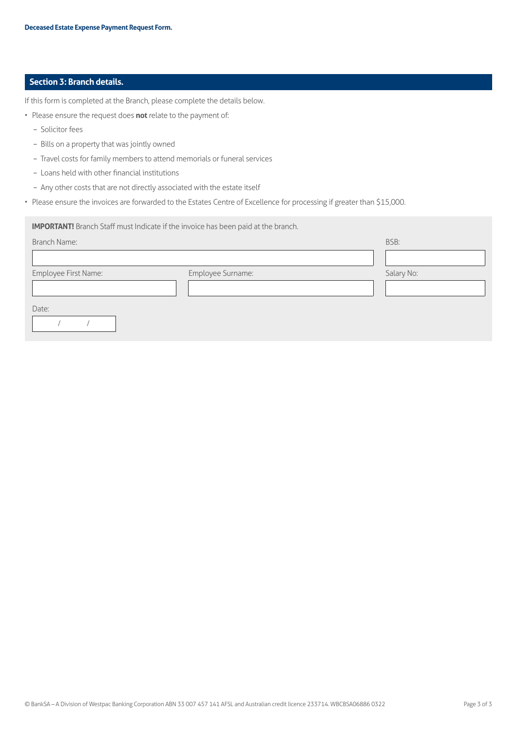## Section 3: Branch details.

If this form is completed at the Branch, please complete the details below.

- Please ensure the request does **not** relate to the payment of:
  - Solicitor fees
  - Bills on a property that was jointly owned
  - Travel costs for family members to attend memorials or funeral services
  - Loans held with other financial institutions
  - Any other costs that are not directly associated with the estate itself
- Please ensure the invoices are forwarded to the Estates Centre of Excellence for processing if greater than $15,000.

**IMPORTANT!** Branch Staff must Indicate if the invoice has been paid at the branch.

Branch Name:

BSB:

Employee First Name:

Employee Surname:

Salary No:

Date:

/ /

© BankSA – A Division of Westpac Banking Corporation ABN 33 007 457 141 AFSL and Australian credit licence 233714. WBCBSA06886 0322